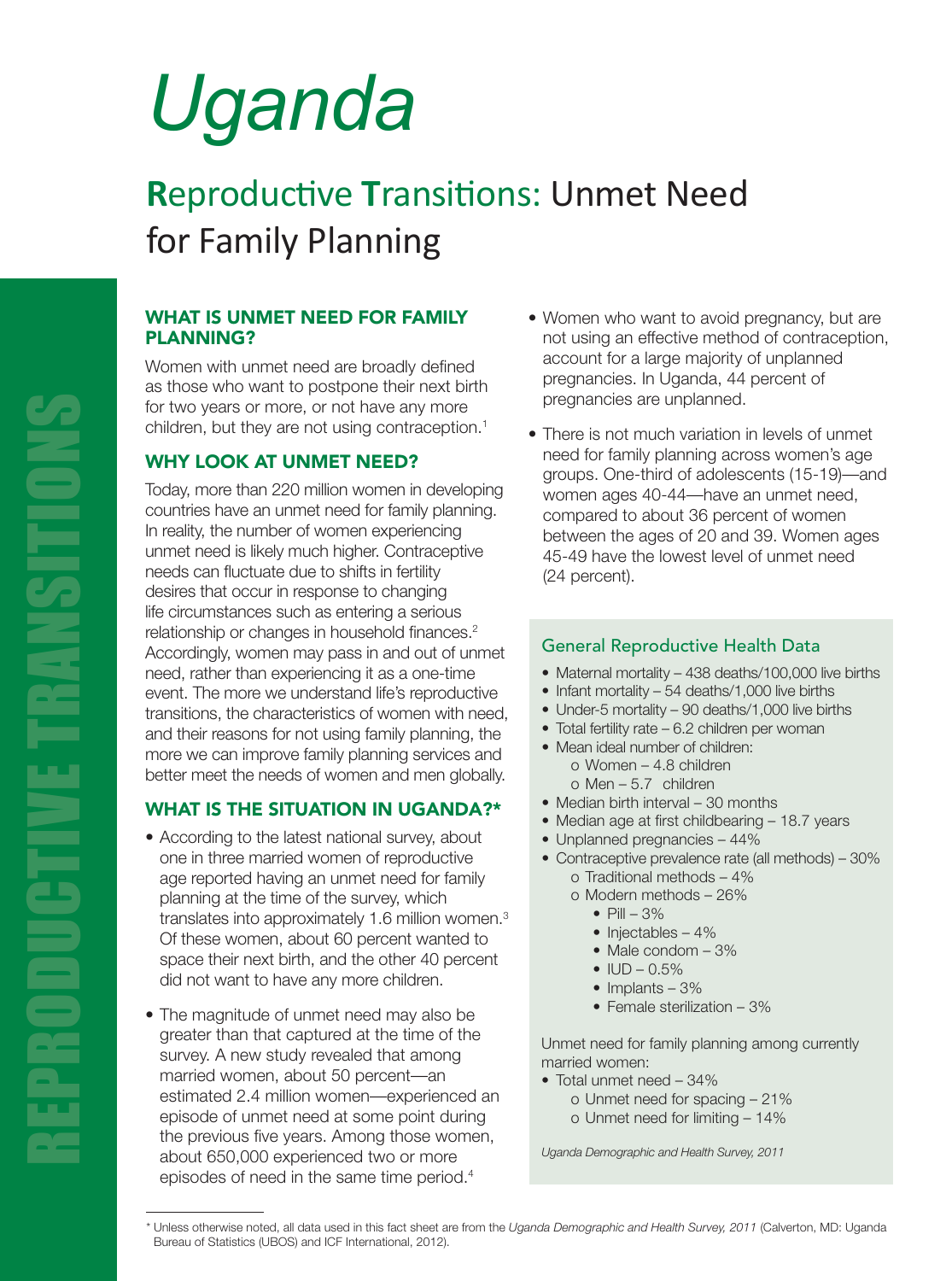# Uganda

## Reproductive Transitions: Unmet Need for Family Planning

REPRODUCTIVE TRANSITIONS

### WHAT IS UNMET NEED FOR FAMILY PLANNING?

Women with unmet need are broadly defined as those who want to postpone their next birth for two years or more, or not have any more children, but they are not using contraception.[1]

### WHY LOOK AT UNMET NEED?

Today, more than 220 million women in developing countries have an unmet need for family planning. In reality, the number of women experiencing unmet need is likely much higher. Contraceptive needs can fluctuate due to shifts in fertility desires that occur in response to changing life circumstances such as entering a serious relationship or changes in household finances.[2] Accordingly, women may pass in and out of unmet need, rather than experiencing it as a one-time event. The more we understand life's reproductive transitions, the characteristics of women with need, and their reasons for not using family planning, the more we can improve family planning services and better meet the needs of women and men globally.

### WHAT IS THE SITUATION IN UGANDA?*

- According to the latest national survey, about one in three married women of reproductive age reported having an unmet need for family planning at the time of the survey, which translates into approximately 1.6 million women.[3] Of these women, about 60 percent wanted to space their next birth, and the other 40 percent did not want to have any more children.
- The magnitude of unmet need may also be greater than that captured at the time of the survey. A new study revealed that among married women, about 50 percent—an estimated 2.4 million women—experienced an episode of unmet need at some point during the previous five years. Among those women, about 650,000 experienced two or more episodes of need in the same time period.[4]
- Women who want to avoid pregnancy, but are not using an effective method of contraception, account for a large majority of unplanned pregnancies. In Uganda, 44 percent of pregnancies are unplanned.
- There is not much variation in levels of unmet need for family planning across women's age groups. One-third of adolescents (15-19)—and women ages 40-44—have an unmet need, compared to about 36 percent of women between the ages of 20 and 39. Women ages 45-49 have the lowest level of unmet need (24 percent).

#### General Reproductive Health Data

- Maternal mortality – 438 deaths/100,000 live births
- Infant mortality – 54 deaths/1,000 live births
- Under-5 mortality – 90 deaths/1,000 live births
- Total fertility rate – 6.2 children per woman
- Mean ideal number of children:
  - Women – 4.8 children
  - Men – 5.7 children
- Median birth interval – 30 months
- Median age at first childbearing – 18.7 years
- Unplanned pregnancies – 44%
- Contraceptive prevalence rate (all methods) – 30%
  - Traditional methods – 4%
  - Modern methods – 26%
    - Pill – 3%
    - Injectables – 4%
    - Male condom – 3%
    - IUD – 0.5%
    - Implants – 3%
    - Female sterilization – 3%

Unmet need for family planning among currently married women:

- Total unmet need – 34%
  - Unmet need for spacing – 21%
  - Unmet need for limiting – 14%

*Uganda Demographic and Health Survey, 2011*

\* Unless otherwise noted, all data used in this fact sheet are from the *Uganda Demographic and Health Survey, 2011* (Calverton, MD: Uganda Bureau of Statistics (UBOS) and ICF International, 2012).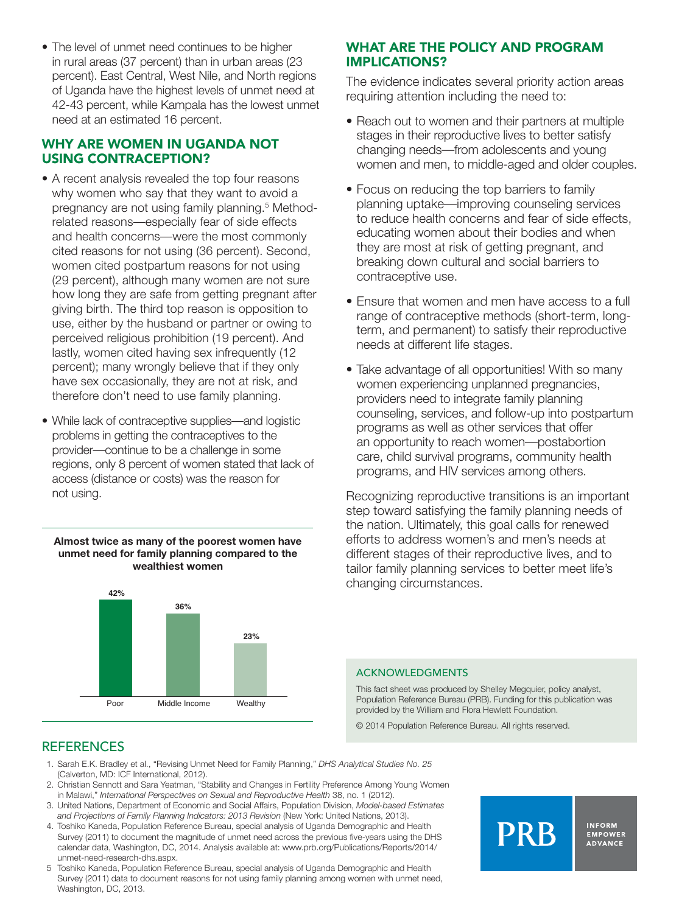- The level of unmet need continues to be higher in rural areas (37 percent) than in urban areas (23 percent). East Central, West Nile, and North regions of Uganda have the highest levels of unmet need at 42-43 percent, while Kampala has the lowest unmet need at an estimated 16 percent.

## WHY ARE WOMEN IN UGANDA NOT USING CONTRACEPTION?

- A recent analysis revealed the top four reasons why women who say that they want to avoid a pregnancy are not using family planning.[5] Method-related reasons—especially fear of side effects and health concerns—were the most commonly cited reasons for not using (36 percent). Second, women cited postpartum reasons for not using (29 percent), although many women are not sure how long they are safe from getting pregnant after giving birth. The third top reason is opposition to use, either by the husband or partner or owing to perceived religious prohibition (19 percent). And lastly, women cited having sex infrequently (12 percent); many wrongly believe that if they only have sex occasionally, they are not at risk, and therefore don't need to use family planning.
- While lack of contraceptive supplies—and logistic problems in getting the contraceptives to the provider—continue to be a challenge in some regions, only 8 percent of women stated that lack of access (distance or costs) was the reason for not using.

**Almost twice as many of the poorest women have unmet need for family planning compared to the wealthiest women**

42%
36%
23%
Poor
Middle Income
Wealthy

## WHAT ARE THE POLICY AND PROGRAM IMPLICATIONS?

The evidence indicates several priority action areas requiring attention including the need to:

- Reach out to women and their partners at multiple stages in their reproductive lives to better satisfy changing needs—from adolescents and young women and men, to middle-aged and older couples.
- Focus on reducing the top barriers to family planning uptake—improving counseling services to reduce health concerns and fear of side effects, educating women about their bodies and when they are most at risk of getting pregnant, and breaking down cultural and social barriers to contraceptive use.
- Ensure that women and men have access to a full range of contraceptive methods (short-term, long-term, and permanent) to satisfy their reproductive needs at different life stages.
- Take advantage of all opportunities! With so many women experiencing unplanned pregnancies, providers need to integrate family planning counseling, services, and follow-up into postpartum programs as well as other services that offer an opportunity to reach women—postabortion care, child survival programs, community health programs, and HIV services among others.

Recognizing reproductive transitions is an important step toward satisfying the family planning needs of the nation. Ultimately, this goal calls for renewed efforts to address women's and men's needs at different stages of their reproductive lives, and to tailor family planning services to better meet life's changing circumstances.

### ACKNOWLEDGMENTS

This fact sheet was produced by Shelley Megquier, policy analyst, Population Reference Bureau (PRB). Funding for this publication was provided by the William and Flora Hewlett Foundation.

© 2014 Population Reference Bureau. All rights reserved.

## REFERENCES

1. Sarah E.K. Bradley et al., "Revising Unmet Need for Family Planning," *DHS Analytical Studies No. 25* (Calverton, MD: ICF International, 2012).
2. Christian Sennott and Sara Yeatman, "Stability and Changes in Fertility Preference Among Young Women in Malawi," *International Perspectives on Sexual and Reproductive Health* 38, no. 1 (2012).
3. United Nations, Department of Economic and Social Affairs, Population Division, *Model-based Estimates and Projections of Family Planning Indicators: 2013 Revision* (New York: United Nations, 2013).
4. Toshiko Kaneda, Population Reference Bureau, special analysis of Uganda Demographic and Health Survey (2011) to document the magnitude of unmet need across the previous five-years using the DHS calendar data, Washington, DC, 2014. Analysis available at: www.prb.org/Publications/Reports/2014/unmet-need-research-dhs.aspx.
5. Toshiko Kaneda, Population Reference Bureau, special analysis of Uganda Demographic and Health Survey (2011) data to document reasons for not using family planning among women with unmet need, Washington, DC, 2013.

PRB

INFORM
EMPOWER
ADVANCE